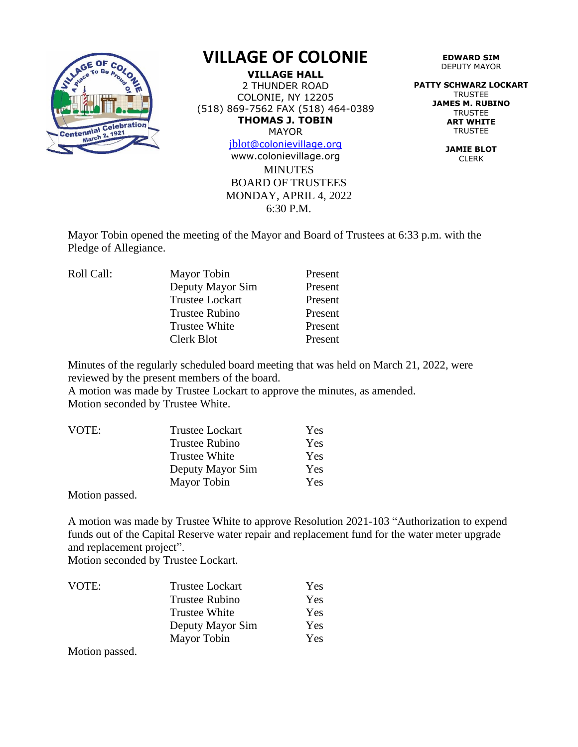# VILLAGE OF COLONIE

**VILLAGE HALL**
2 THUNDER ROAD
COLONIE, NY 12205
(518) 869-7562 FAX (518) 464-0389
**THOMAS J. TOBIN**
MAYOR
jblot@colonievillage.org
www.colonievillage.org

**EDWARD SIM**
DEPUTY MAYOR

**PATTY SCHWARZ LOCKART**
TRUSTEE
**JAMES M. RUBINO**
TRUSTEE
**ART WHITE**
TRUSTEE

**JAMIE BLOT**
CLERK

MINUTES
BOARD OF TRUSTEES
MONDAY, APRIL 4, 2022
6:30 P.M.

Mayor Tobin opened the meeting of the Mayor and Board of Trustees at 6:33 p.m. with the Pledge of Allegiance.

| Roll Call: | Mayor Tobin | Present |
|---|---|---|
| | Deputy Mayor Sim | Present |
| | Trustee Lockart | Present |
| | Trustee Rubino | Present |
| | Trustee White | Present |
| | Clerk Blot | Present |

Minutes of the regularly scheduled board meeting that was held on March 21, 2022, were reviewed by the present members of the board.
A motion was made by Trustee Lockart to approve the minutes, as amended.
Motion seconded by Trustee White.

| VOTE: | Trustee Lockart | Yes |
|---|---|---|
| | Trustee Rubino | Yes |
| | Trustee White | Yes |
| | Deputy Mayor Sim | Yes |
| | Mayor Tobin | Yes |

Motion passed.

A motion was made by Trustee White to approve Resolution 2021-103 "Authorization to expend funds out of the Capital Reserve water repair and replacement fund for the water meter upgrade and replacement project".
Motion seconded by Trustee Lockart.

| VOTE: | Trustee Lockart | Yes |
|---|---|---|
| | Trustee Rubino | Yes |
| | Trustee White | Yes |
| | Deputy Mayor Sim | Yes |
| | Mayor Tobin | Yes |

Motion passed.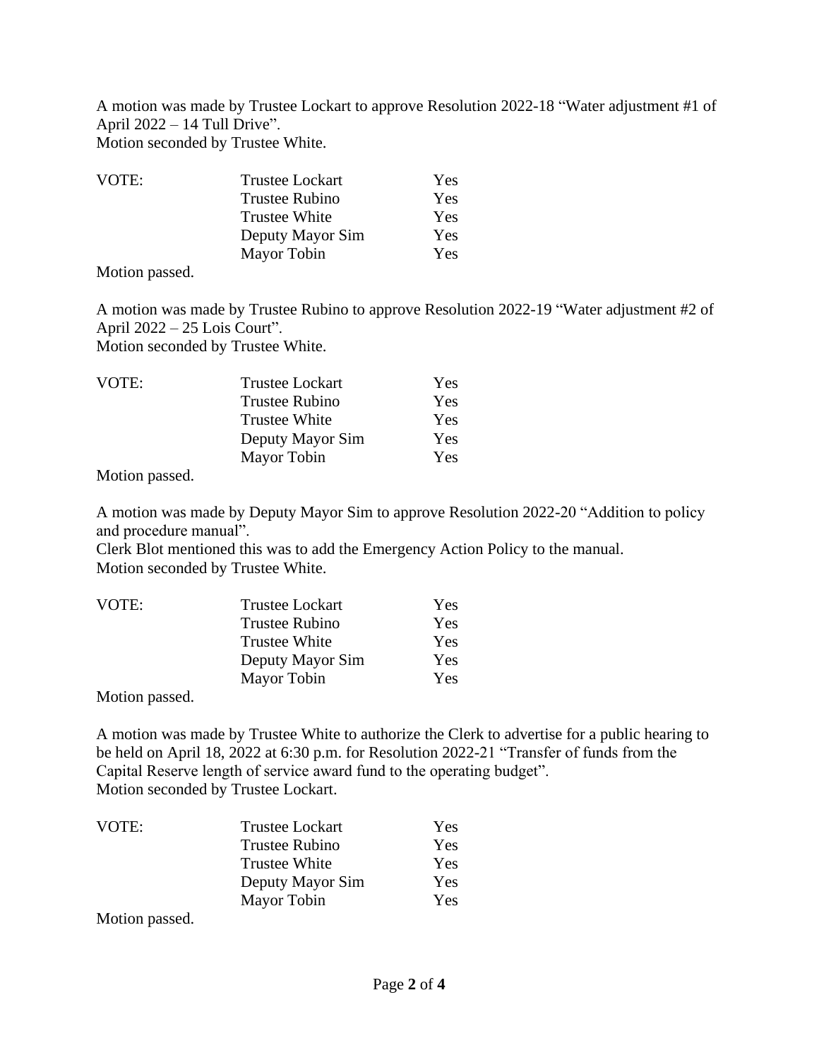A motion was made by Trustee Lockart to approve Resolution 2022-18 "Water adjustment #1 of April 2022 – 14 Tull Drive".
Motion seconded by Trustee White.

| VOTE: | Trustee Lockart | Yes |
|---|---|---|
| | Trustee Rubino | Yes |
| | Trustee White | Yes |
| | Deputy Mayor Sim | Yes |
| | Mayor Tobin | Yes |

Motion passed.

A motion was made by Trustee Rubino to approve Resolution 2022-19 "Water adjustment #2 of April 2022 – 25 Lois Court".
Motion seconded by Trustee White.

| VOTE: | Trustee Lockart | Yes |
|---|---|---|
| | Trustee Rubino | Yes |
| | Trustee White | Yes |
| | Deputy Mayor Sim | Yes |
| | Mayor Tobin | Yes |

Motion passed.

A motion was made by Deputy Mayor Sim to approve Resolution 2022-20 "Addition to policy and procedure manual".
Clerk Blot mentioned this was to add the Emergency Action Policy to the manual.
Motion seconded by Trustee White.

| VOTE: | Trustee Lockart | Yes |
|---|---|---|
| | Trustee Rubino | Yes |
| | Trustee White | Yes |
| | Deputy Mayor Sim | Yes |
| | Mayor Tobin | Yes |

Motion passed.

A motion was made by Trustee White to authorize the Clerk to advertise for a public hearing to be held on April 18, 2022 at 6:30 p.m. for Resolution 2022-21 "Transfer of funds from the Capital Reserve length of service award fund to the operating budget".
Motion seconded by Trustee Lockart.

| VOTE: | Trustee Lockart | Yes |
|---|---|---|
| | Trustee Rubino | Yes |
| | Trustee White | Yes |
| | Deputy Mayor Sim | Yes |
| | Mayor Tobin | Yes |

Motion passed.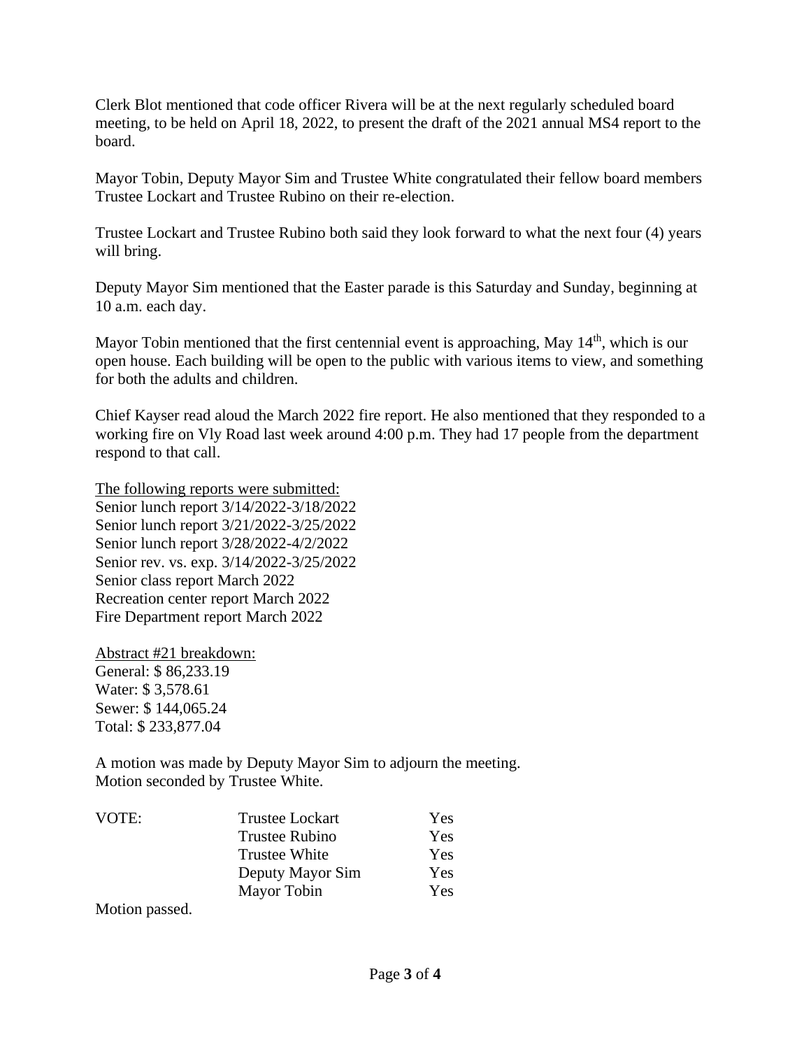Clerk Blot mentioned that code officer Rivera will be at the next regularly scheduled board meeting, to be held on April 18, 2022, to present the draft of the 2021 annual MS4 report to the board.

Mayor Tobin, Deputy Mayor Sim and Trustee White congratulated their fellow board members Trustee Lockart and Trustee Rubino on their re-election.

Trustee Lockart and Trustee Rubino both said they look forward to what the next four (4) years will bring.

Deputy Mayor Sim mentioned that the Easter parade is this Saturday and Sunday, beginning at 10 a.m. each day.

Mayor Tobin mentioned that the first centennial event is approaching, May 14th, which is our open house. Each building will be open to the public with various items to view, and something for both the adults and children.

Chief Kayser read aloud the March 2022 fire report. He also mentioned that they responded to a working fire on Vly Road last week around 4:00 p.m. They had 17 people from the department respond to that call.

<u>The following reports were submitted:</u>
Senior lunch report 3/14/2022-3/18/2022
Senior lunch report 3/21/2022-3/25/2022
Senior lunch report 3/28/2022-4/2/2022
Senior rev. vs. exp. 3/14/2022-3/25/2022
Senior class report March 2022
Recreation center report March 2022
Fire Department report March 2022

<u>Abstract #21 breakdown:</u>
General: $ 86,233.19
Water: $ 3,578.61
Sewer: $ 144,065.24
Total: $ 233,877.04

A motion was made by Deputy Mayor Sim to adjourn the meeting.
Motion seconded by Trustee White.

| VOTE: | Trustee Lockart | Yes |
|---|---|---|
| | Trustee Rubino | Yes |
| | Trustee White | Yes |
| | Deputy Mayor Sim | Yes |
| | Mayor Tobin | Yes |

Motion passed.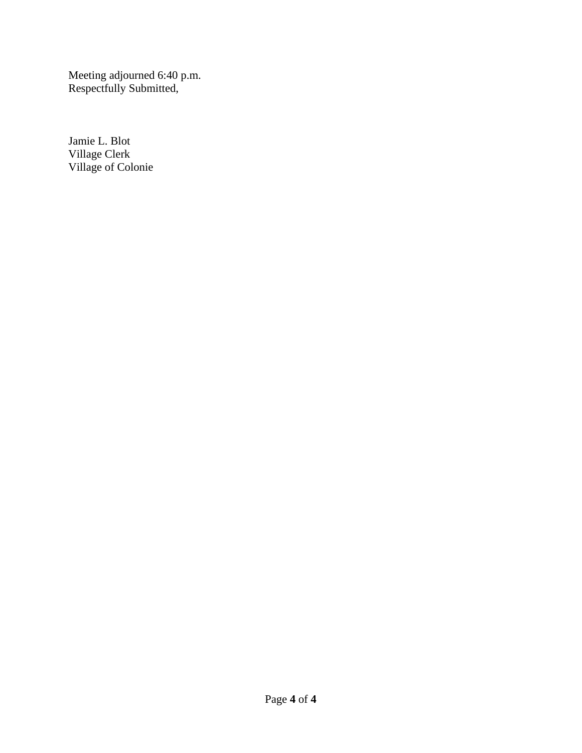Meeting adjourned 6:40 p.m.
Respectfully Submitted,

Jamie L. Blot
Village Clerk
Village of Colonie